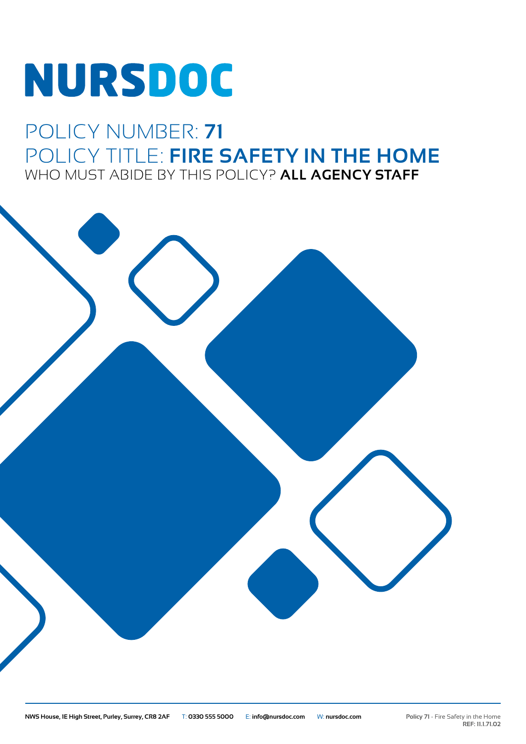# NURSDOC

## POLICY NUMBER: **71**
## POLICY TITLE: **FIRE SAFETY IN THE HOME**
WHO MUST ABIDE BY THIS POLICY? **ALL AGENCY STAFF**

**NWS House, 1E High Street, Purley, Surrey, CR8 2AF** T: **0330 555 5000** E: **info@nursdoc.com** W: **nursdoc.com**

**Policy 71** - Fire Safety in the Home
**REF: 11.1.71.02**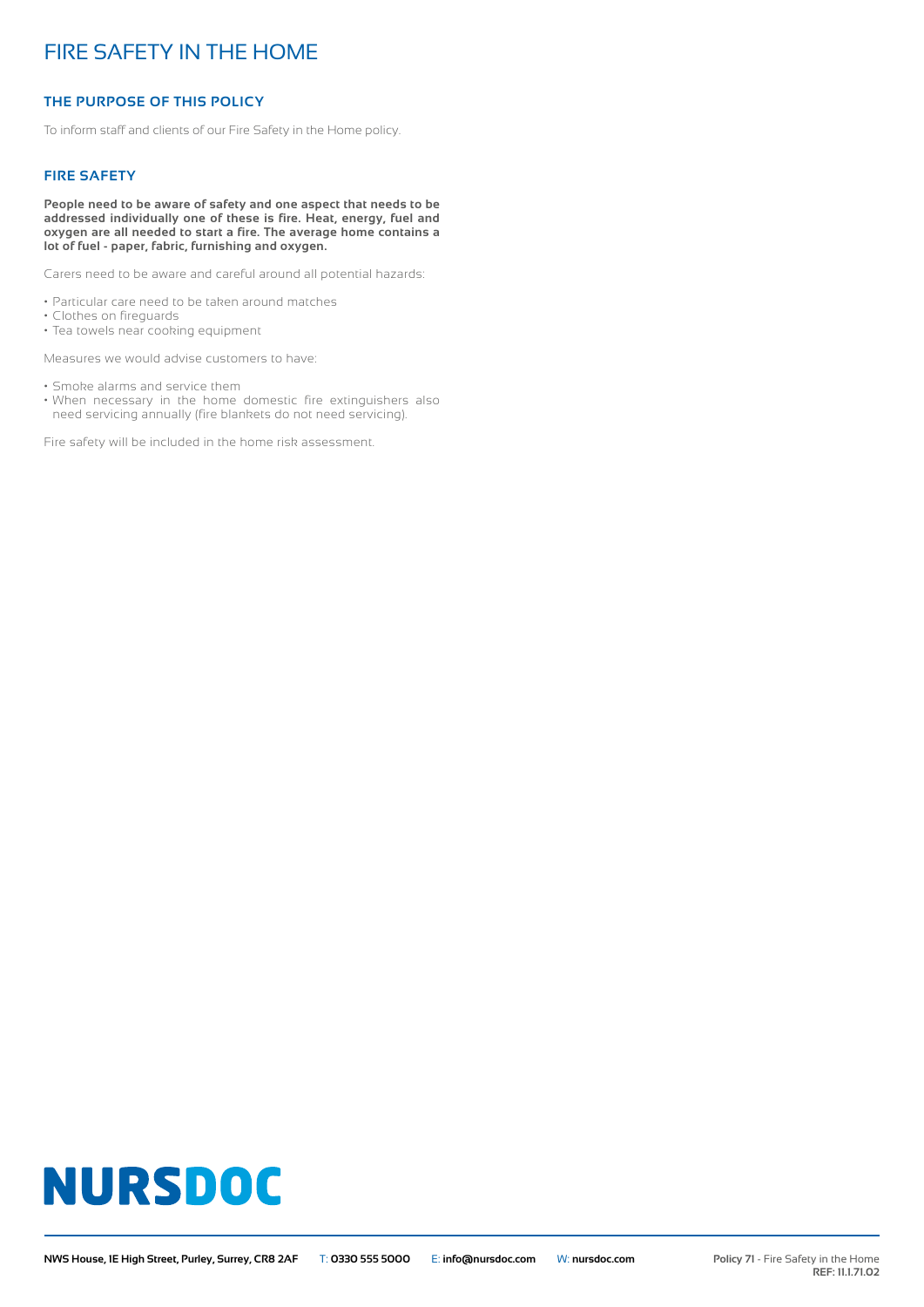# FIRE SAFETY IN THE HOME

## THE PURPOSE OF THIS POLICY

To inform staff and clients of our Fire Safety in the Home policy.

## FIRE SAFETY

**People need to be aware of safety and one aspect that needs to be addressed individually one of these is fire. Heat, energy, fuel and oxygen are all needed to start a fire. The average home contains a lot of fuel - paper, fabric, furnishing and oxygen.**

Carers need to be aware and careful around all potential hazards:

- Particular care need to be taken around matches
- Clothes on fireguards
- Tea towels near cooking equipment

Measures we would advise customers to have:

- Smoke alarms and service them
- When necessary in the home domestic fire extinguishers also need servicing annually (fire blankets do not need servicing).

Fire safety will be included in the home risk assessment.

NURSDOC

NWS House, 1E High Street, Purley, Surrey, CR8 2AF T: 0330 555 5000 E: info@nursdoc.com W: nursdoc.com

Policy 71 - Fire Safety in the Home
REF: 11.1.71.02